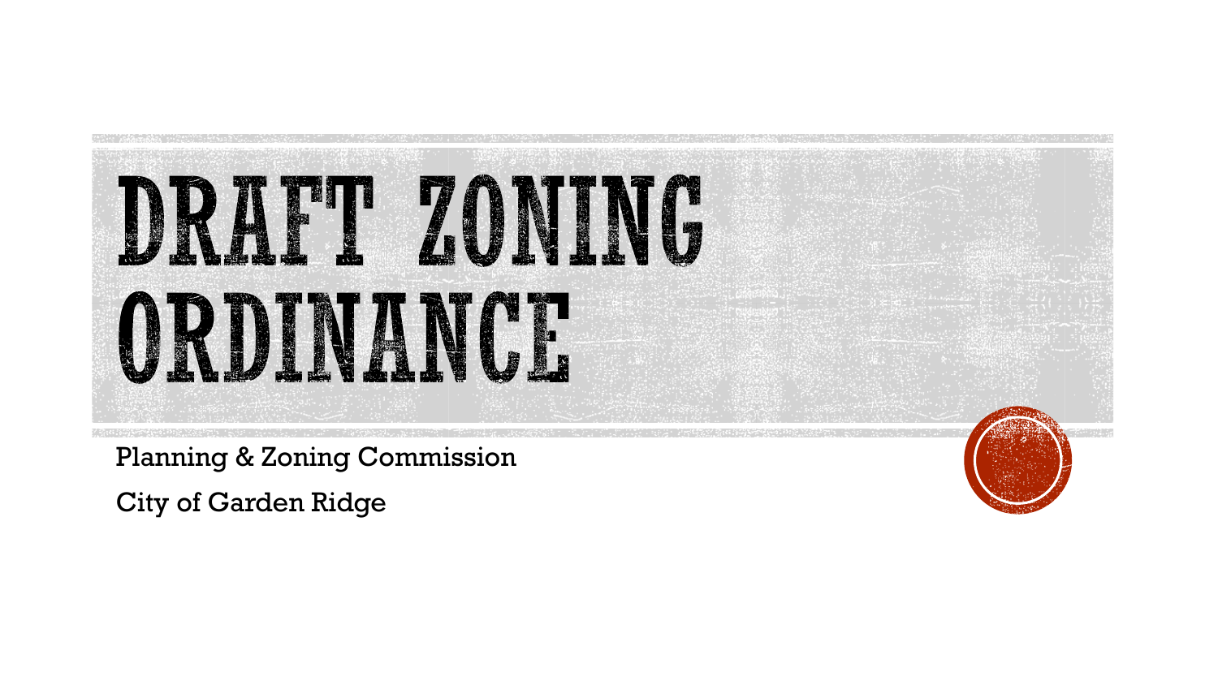# DRAFT ZONING ORDINANCE

Planning & Zoning Commission

City of Garden Ridge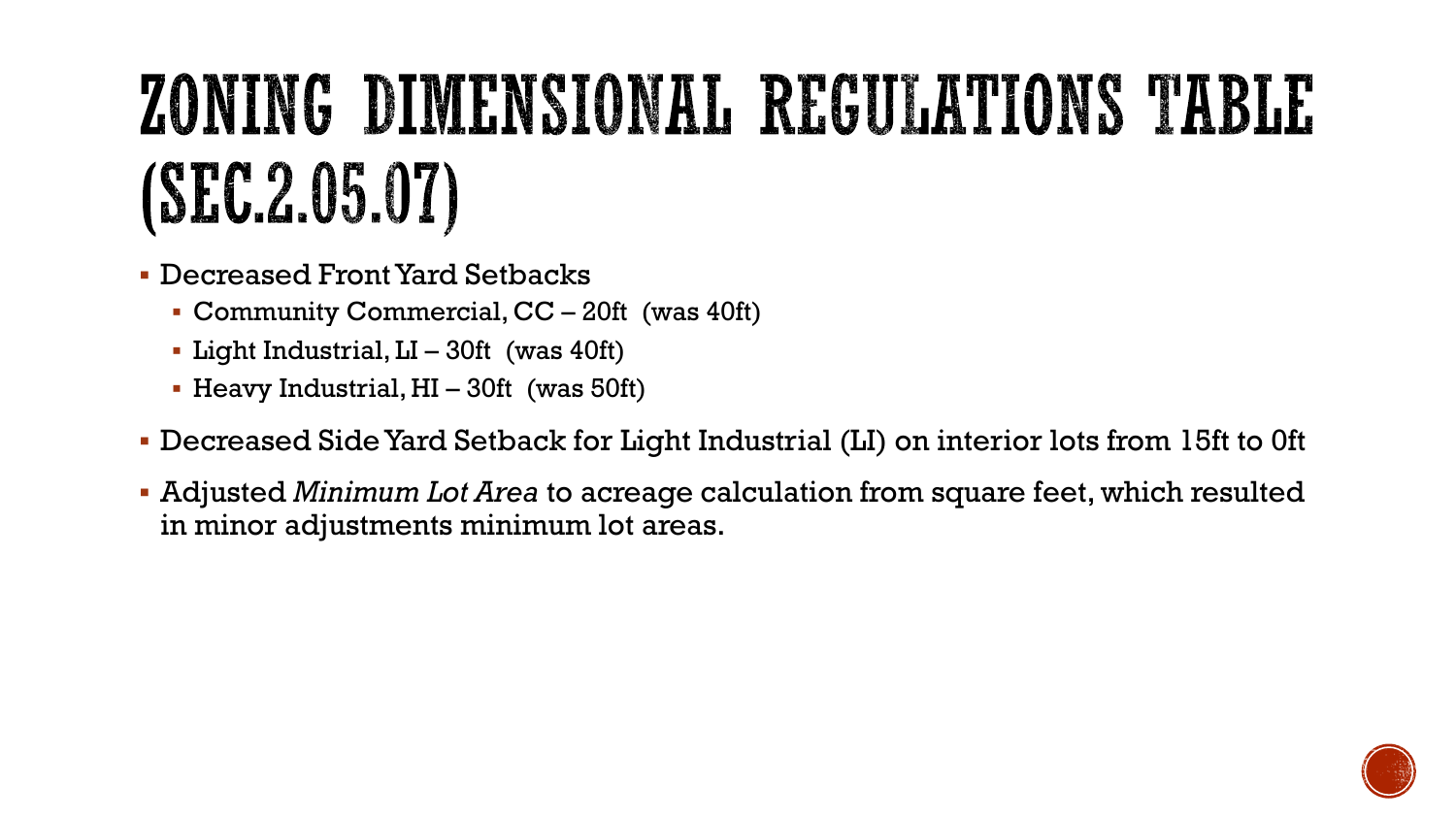# ZONING DIMENSIONAL REGULATIONS TABLE (SEC.2.05.07)

- Decreased Front Yard Setbacks
  - Community Commercial, CC – 20ft (was 40ft)
  - Light Industrial, LI – 30ft (was 40ft)
  - Heavy Industrial, HI – 30ft (was 50ft)
- Decreased Side Yard Setback for Light Industrial (LI) on interior lots from 15ft to 0ft
- Adjusted *Minimum Lot Area* to acreage calculation from square feet, which resulted in minor adjustments minimum lot areas.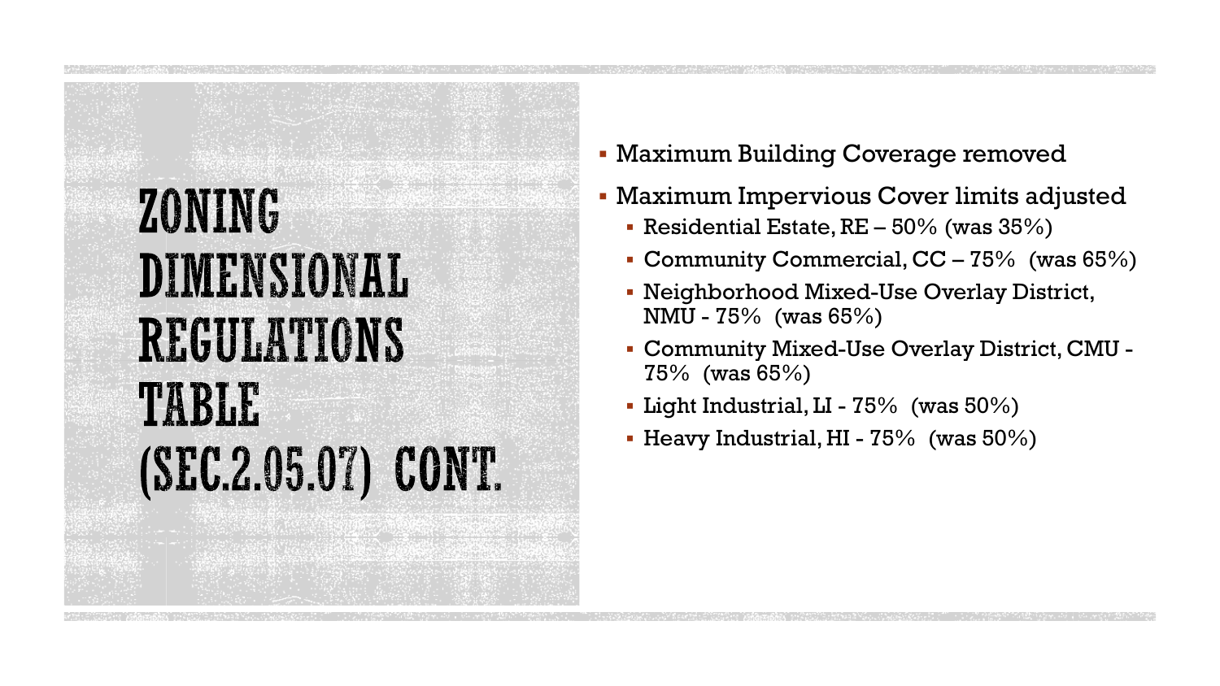# ZONING DIMENSIONAL REGULATIONS TABLE (SEC.2.05.07) CONT.

- Maximum Building Coverage removed
- Maximum Impervious Cover limits adjusted
  - Residential Estate, RE – 50% (was 35%)
  - Community Commercial, CC – 75% (was 65%)
  - Neighborhood Mixed-Use Overlay District, NMU - 75% (was 65%)
  - Community Mixed-Use Overlay District, CMU - 75% (was 65%)
  - Light Industrial, LI - 75% (was 50%)
  - Heavy Industrial, HI - 75% (was 50%)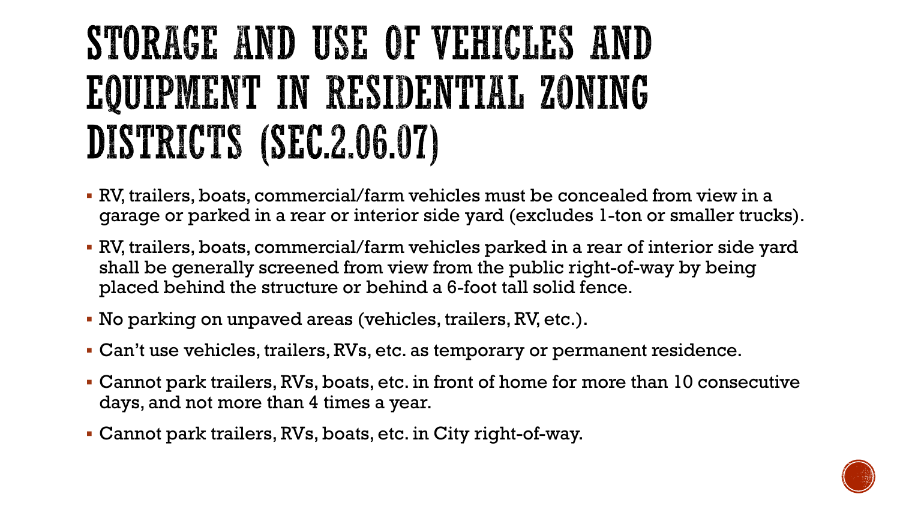# STORAGE AND USE OF VEHICLES AND EQUIPMENT IN RESIDENTIAL ZONING DISTRICTS (SEC.2.06.07)

- RV, trailers, boats, commercial/farm vehicles must be concealed from view in a garage or parked in a rear or interior side yard (excludes 1-ton or smaller trucks).
- RV, trailers, boats, commercial/farm vehicles parked in a rear of interior side yard shall be generally screened from view from the public right-of-way by being placed behind the structure or behind a 6-foot tall solid fence.
- No parking on unpaved areas (vehicles, trailers, RV, etc.).
- Can't use vehicles, trailers, RVs, etc. as temporary or permanent residence.
- Cannot park trailers, RVs, boats, etc. in front of home for more than 10 consecutive days, and not more than 4 times a year.
- Cannot park trailers, RVs, boats, etc. in City right-of-way.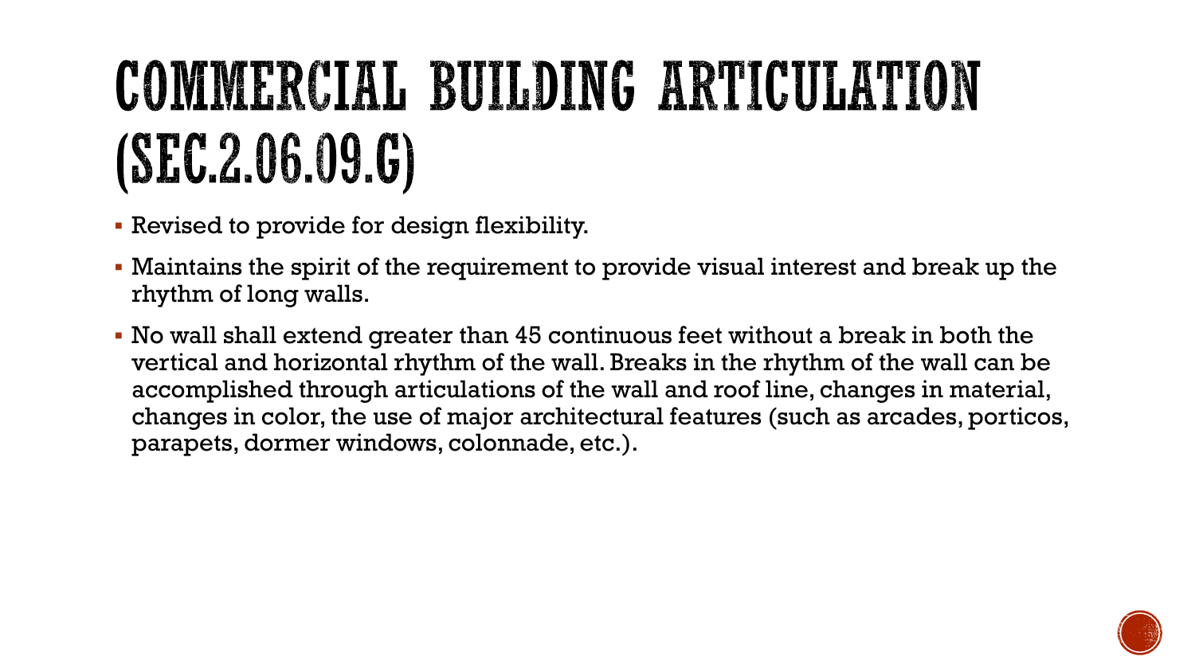# COMMERCIAL BUILDING ARTICULATION (SEC.2.06.09.G)

- Revised to provide for design flexibility.
- Maintains the spirit of the requirement to provide visual interest and break up the rhythm of long walls.
- No wall shall extend greater than 45 continuous feet without a break in both the vertical and horizontal rhythm of the wall. Breaks in the rhythm of the wall can be accomplished through articulations of the wall and roof line, changes in material, changes in color, the use of major architectural features (such as arcades, porticos, parapets, dormer windows, colonnade, etc.).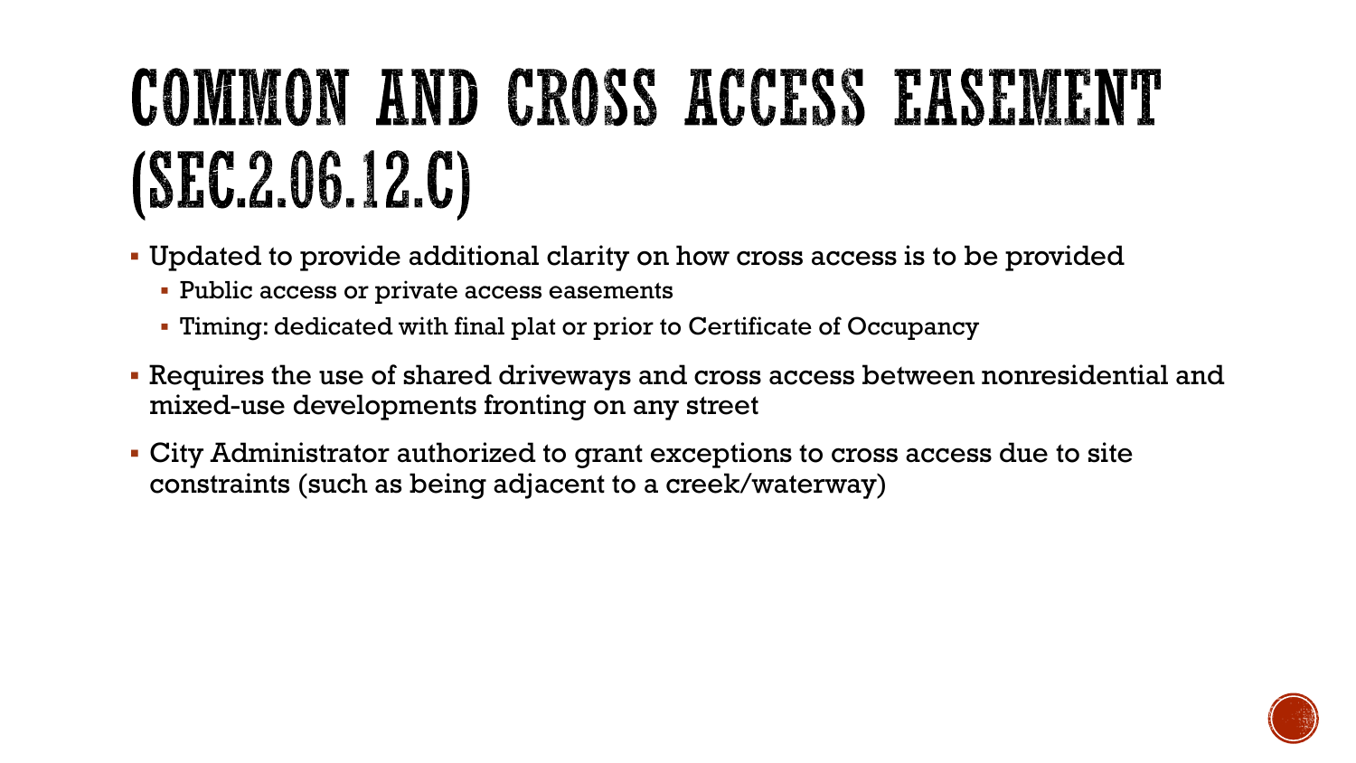# COMMON AND CROSS ACCESS EASEMENT (SEC.2.06.12.C)

- Updated to provide additional clarity on how cross access is to be provided
  - Public access or private access easements
  - Timing: dedicated with final plat or prior to Certificate of Occupancy
- Requires the use of shared driveways and cross access between nonresidential and mixed-use developments fronting on any street
- City Administrator authorized to grant exceptions to cross access due to site constraints (such as being adjacent to a creek/waterway)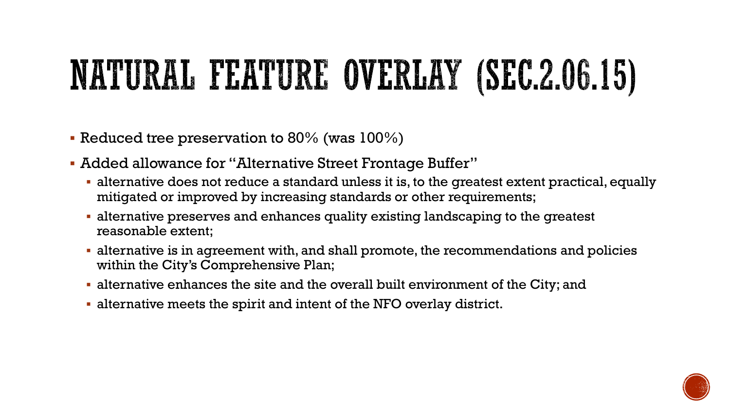# NATURAL FEATURE OVERLAY (SEC.2.06.15)

- Reduced tree preservation to 80% (was 100%)
- Added allowance for "Alternative Street Frontage Buffer"
  - alternative does not reduce a standard unless it is, to the greatest extent practical, equally mitigated or improved by increasing standards or other requirements;
  - alternative preserves and enhances quality existing landscaping to the greatest reasonable extent;
  - alternative is in agreement with, and shall promote, the recommendations and policies within the City's Comprehensive Plan;
  - alternative enhances the site and the overall built environment of the City; and
  - alternative meets the spirit and intent of the NFO overlay district.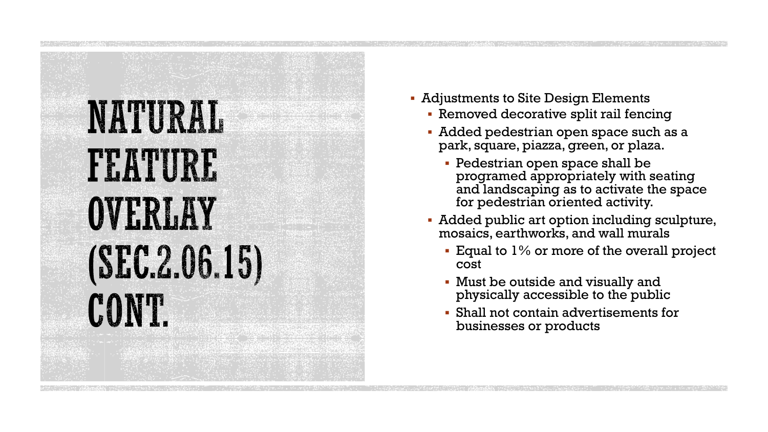# NATURAL FEATURE OVERLAY (SEC.2.06.15) CONT.

- Adjustments to Site Design Elements
  - Removed decorative split rail fencing
  - Added pedestrian open space such as a park, square, piazza, green, or plaza.
    - Pedestrian open space shall be programed appropriately with seating and landscaping as to activate the space for pedestrian oriented activity.
  - Added public art option including sculpture, mosaics, earthworks, and wall murals
    - Equal to 1% or more of the overall project cost
    - Must be outside and visually and physically accessible to the public
    - Shall not contain advertisements for businesses or products